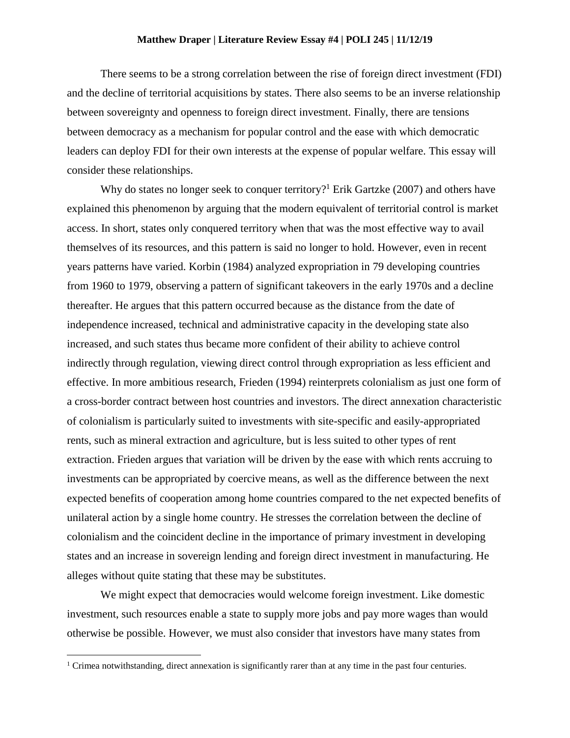**Matthew Draper | Literature Review Essay #4 | POLI 245 | 11/12/19**

There seems to be a strong correlation between the rise of foreign direct investment (FDI) and the decline of territorial acquisitions by states. There also seems to be an inverse relationship between sovereignty and openness to foreign direct investment. Finally, there are tensions between democracy as a mechanism for popular control and the ease with which democratic leaders can deploy FDI for their own interests at the expense of popular welfare. This essay will consider these relationships.

Why do states no longer seek to conquer territory?[1] Erik Gartzke (2007) and others have explained this phenomenon by arguing that the modern equivalent of territorial control is market access. In short, states only conquered territory when that was the most effective way to avail themselves of its resources, and this pattern is said no longer to hold. However, even in recent years patterns have varied. Korbin (1984) analyzed expropriation in 79 developing countries from 1960 to 1979, observing a pattern of significant takeovers in the early 1970s and a decline thereafter. He argues that this pattern occurred because as the distance from the date of independence increased, technical and administrative capacity in the developing state also increased, and such states thus became more confident of their ability to achieve control indirectly through regulation, viewing direct control through expropriation as less efficient and effective. In more ambitious research, Frieden (1994) reinterprets colonialism as just one form of a cross-border contract between host countries and investors. The direct annexation characteristic of colonialism is particularly suited to investments with site-specific and easily-appropriated rents, such as mineral extraction and agriculture, but is less suited to other types of rent extraction. Frieden argues that variation will be driven by the ease with which rents accruing to investments can be appropriated by coercive means, as well as the difference between the next expected benefits of cooperation among home countries compared to the net expected benefits of unilateral action by a single home country. He stresses the correlation between the decline of colonialism and the coincident decline in the importance of primary investment in developing states and an increase in sovereign lending and foreign direct investment in manufacturing. He alleges without quite stating that these may be substitutes.

We might expect that democracies would welcome foreign investment. Like domestic investment, such resources enable a state to supply more jobs and pay more wages than would otherwise be possible. However, we must also consider that investors have many states from

[1] Crimea notwithstanding, direct annexation is significantly rarer than at any time in the past four centuries.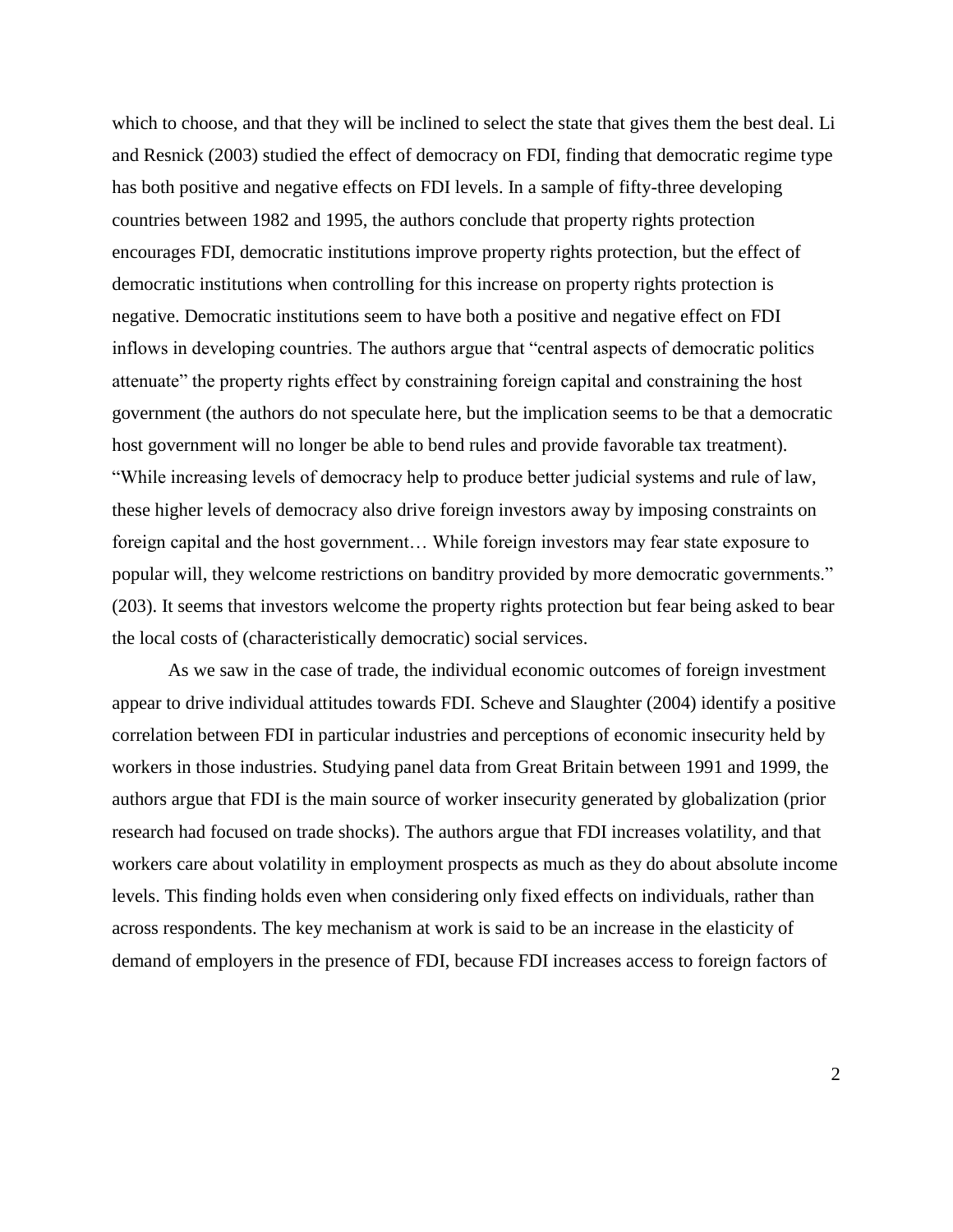which to choose, and that they will be inclined to select the state that gives them the best deal. Li and Resnick (2003) studied the effect of democracy on FDI, finding that democratic regime type has both positive and negative effects on FDI levels. In a sample of fifty-three developing countries between 1982 and 1995, the authors conclude that property rights protection encourages FDI, democratic institutions improve property rights protection, but the effect of democratic institutions when controlling for this increase on property rights protection is negative. Democratic institutions seem to have both a positive and negative effect on FDI inflows in developing countries. The authors argue that "central aspects of democratic politics attenuate" the property rights effect by constraining foreign capital and constraining the host government (the authors do not speculate here, but the implication seems to be that a democratic host government will no longer be able to bend rules and provide favorable tax treatment). "While increasing levels of democracy help to produce better judicial systems and rule of law, these higher levels of democracy also drive foreign investors away by imposing constraints on foreign capital and the host government… While foreign investors may fear state exposure to popular will, they welcome restrictions on banditry provided by more democratic governments." (203). It seems that investors welcome the property rights protection but fear being asked to bear the local costs of (characteristically democratic) social services.

As we saw in the case of trade, the individual economic outcomes of foreign investment appear to drive individual attitudes towards FDI. Scheve and Slaughter (2004) identify a positive correlation between FDI in particular industries and perceptions of economic insecurity held by workers in those industries. Studying panel data from Great Britain between 1991 and 1999, the authors argue that FDI is the main source of worker insecurity generated by globalization (prior research had focused on trade shocks). The authors argue that FDI increases volatility, and that workers care about volatility in employment prospects as much as they do about absolute income levels. This finding holds even when considering only fixed effects on individuals, rather than across respondents. The key mechanism at work is said to be an increase in the elasticity of demand of employers in the presence of FDI, because FDI increases access to foreign factors of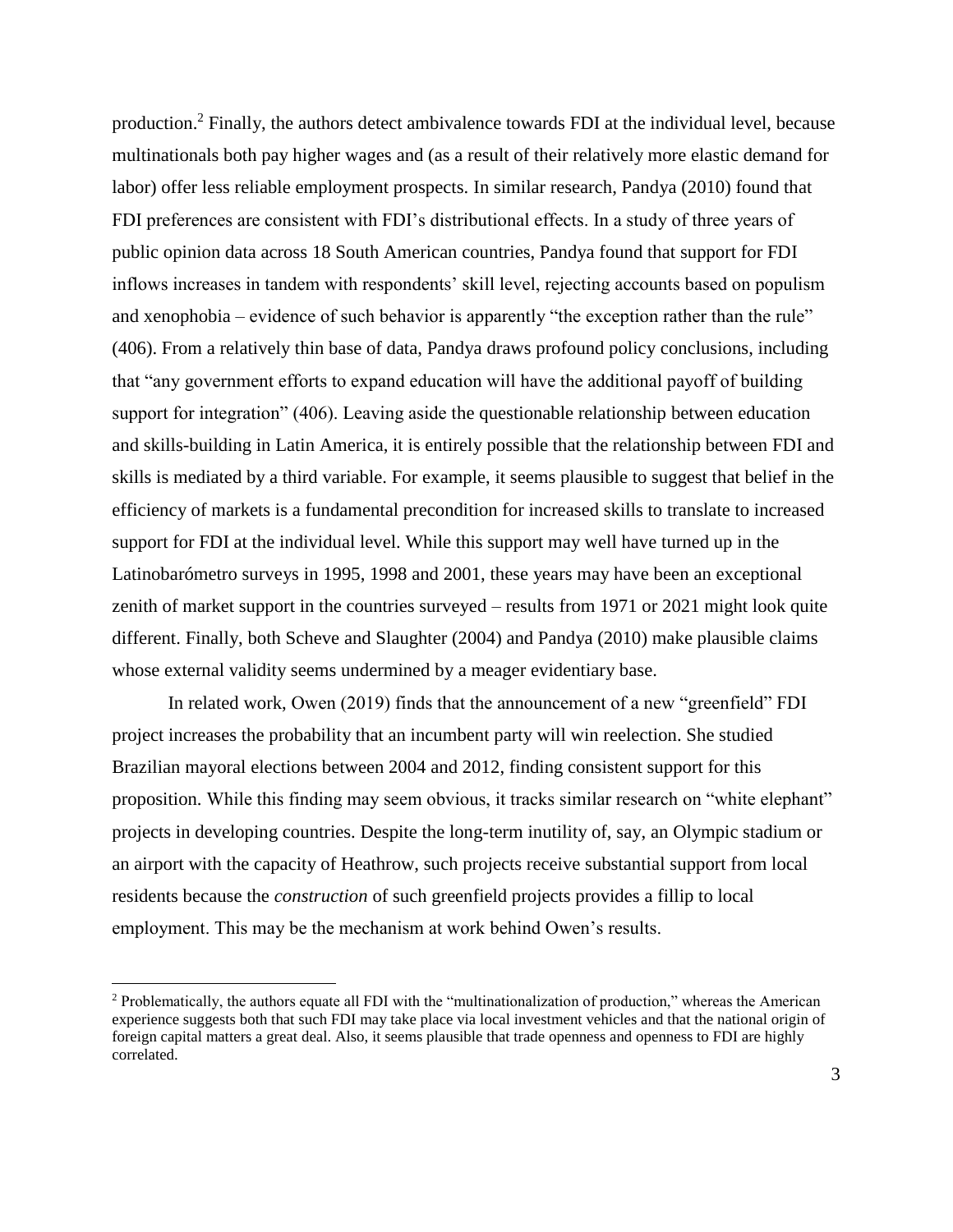production.[2] Finally, the authors detect ambivalence towards FDI at the individual level, because multinationals both pay higher wages and (as a result of their relatively more elastic demand for labor) offer less reliable employment prospects. In similar research, Pandya (2010) found that FDI preferences are consistent with FDI's distributional effects. In a study of three years of public opinion data across 18 South American countries, Pandya found that support for FDI inflows increases in tandem with respondents' skill level, rejecting accounts based on populism and xenophobia – evidence of such behavior is apparently "the exception rather than the rule" (406). From a relatively thin base of data, Pandya draws profound policy conclusions, including that "any government efforts to expand education will have the additional payoff of building support for integration" (406). Leaving aside the questionable relationship between education and skills-building in Latin America, it is entirely possible that the relationship between FDI and skills is mediated by a third variable. For example, it seems plausible to suggest that belief in the efficiency of markets is a fundamental precondition for increased skills to translate to increased support for FDI at the individual level. While this support may well have turned up in the Latinobarómetro surveys in 1995, 1998 and 2001, these years may have been an exceptional zenith of market support in the countries surveyed – results from 1971 or 2021 might look quite different. Finally, both Scheve and Slaughter (2004) and Pandya (2010) make plausible claims whose external validity seems undermined by a meager evidentiary base.

In related work, Owen (2019) finds that the announcement of a new "greenfield" FDI project increases the probability that an incumbent party will win reelection. She studied Brazilian mayoral elections between 2004 and 2012, finding consistent support for this proposition. While this finding may seem obvious, it tracks similar research on "white elephant" projects in developing countries. Despite the long-term inutility of, say, an Olympic stadium or an airport with the capacity of Heathrow, such projects receive substantial support from local residents because the *construction* of such greenfield projects provides a fillip to local employment. This may be the mechanism at work behind Owen's results.

---

[2] Problematically, the authors equate all FDI with the "multinationalization of production," whereas the American experience suggests both that such FDI may take place via local investment vehicles and that the national origin of foreign capital matters a great deal. Also, it seems plausible that trade openness and openness to FDI are highly correlated.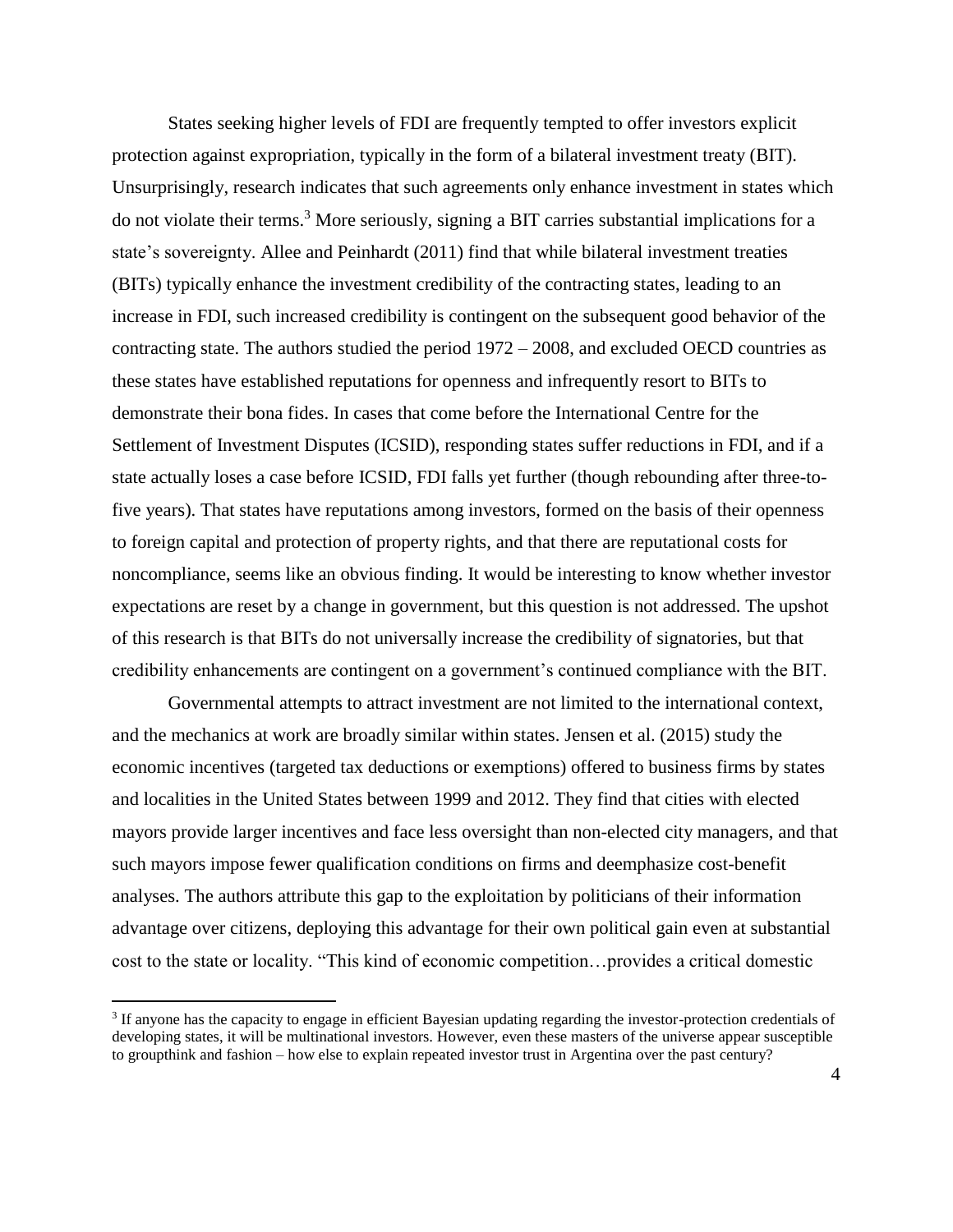States seeking higher levels of FDI are frequently tempted to offer investors explicit protection against expropriation, typically in the form of a bilateral investment treaty (BIT). Unsurprisingly, research indicates that such agreements only enhance investment in states which do not violate their terms.[3] More seriously, signing a BIT carries substantial implications for a state's sovereignty. Allee and Peinhardt (2011) find that while bilateral investment treaties (BITs) typically enhance the investment credibility of the contracting states, leading to an increase in FDI, such increased credibility is contingent on the subsequent good behavior of the contracting state. The authors studied the period 1972 – 2008, and excluded OECD countries as these states have established reputations for openness and infrequently resort to BITs to demonstrate their bona fides. In cases that come before the International Centre for the Settlement of Investment Disputes (ICSID), responding states suffer reductions in FDI, and if a state actually loses a case before ICSID, FDI falls yet further (though rebounding after three-to-five years). That states have reputations among investors, formed on the basis of their openness to foreign capital and protection of property rights, and that there are reputational costs for noncompliance, seems like an obvious finding. It would be interesting to know whether investor expectations are reset by a change in government, but this question is not addressed. The upshot of this research is that BITs do not universally increase the credibility of signatories, but that credibility enhancements are contingent on a government's continued compliance with the BIT.

Governmental attempts to attract investment are not limited to the international context, and the mechanics at work are broadly similar within states. Jensen et al. (2015) study the economic incentives (targeted tax deductions or exemptions) offered to business firms by states and localities in the United States between 1999 and 2012. They find that cities with elected mayors provide larger incentives and face less oversight than non-elected city managers, and that such mayors impose fewer qualification conditions on firms and deemphasize cost-benefit analyses. The authors attribute this gap to the exploitation by politicians of their information advantage over citizens, deploying this advantage for their own political gain even at substantial cost to the state or locality. "This kind of economic competition…provides a critical domestic

[3] If anyone has the capacity to engage in efficient Bayesian updating regarding the investor-protection credentials of developing states, it will be multinational investors. However, even these masters of the universe appear susceptible to groupthink and fashion – how else to explain repeated investor trust in Argentina over the past century?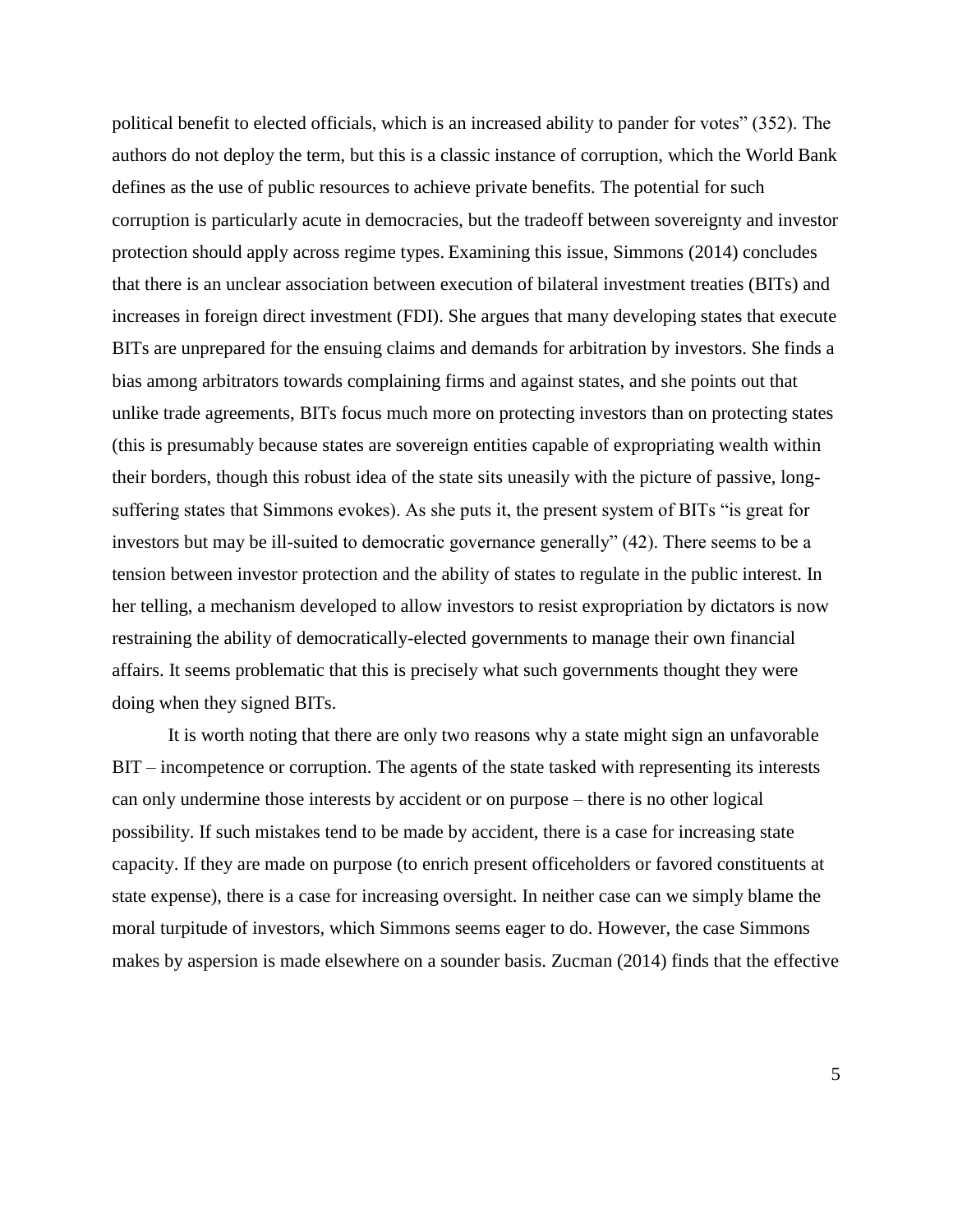political benefit to elected officials, which is an increased ability to pander for votes" (352). The authors do not deploy the term, but this is a classic instance of corruption, which the World Bank defines as the use of public resources to achieve private benefits. The potential for such corruption is particularly acute in democracies, but the tradeoff between sovereignty and investor protection should apply across regime types. Examining this issue, Simmons (2014) concludes that there is an unclear association between execution of bilateral investment treaties (BITs) and increases in foreign direct investment (FDI). She argues that many developing states that execute BITs are unprepared for the ensuing claims and demands for arbitration by investors. She finds a bias among arbitrators towards complaining firms and against states, and she points out that unlike trade agreements, BITs focus much more on protecting investors than on protecting states (this is presumably because states are sovereign entities capable of expropriating wealth within their borders, though this robust idea of the state sits uneasily with the picture of passive, long-suffering states that Simmons evokes). As she puts it, the present system of BITs "is great for investors but may be ill-suited to democratic governance generally" (42). There seems to be a tension between investor protection and the ability of states to regulate in the public interest. In her telling, a mechanism developed to allow investors to resist expropriation by dictators is now restraining the ability of democratically-elected governments to manage their own financial affairs. It seems problematic that this is precisely what such governments thought they were doing when they signed BITs.

It is worth noting that there are only two reasons why a state might sign an unfavorable BIT – incompetence or corruption. The agents of the state tasked with representing its interests can only undermine those interests by accident or on purpose – there is no other logical possibility. If such mistakes tend to be made by accident, there is a case for increasing state capacity. If they are made on purpose (to enrich present officeholders or favored constituents at state expense), there is a case for increasing oversight. In neither case can we simply blame the moral turpitude of investors, which Simmons seems eager to do. However, the case Simmons makes by aspersion is made elsewhere on a sounder basis. Zucman (2014) finds that the effective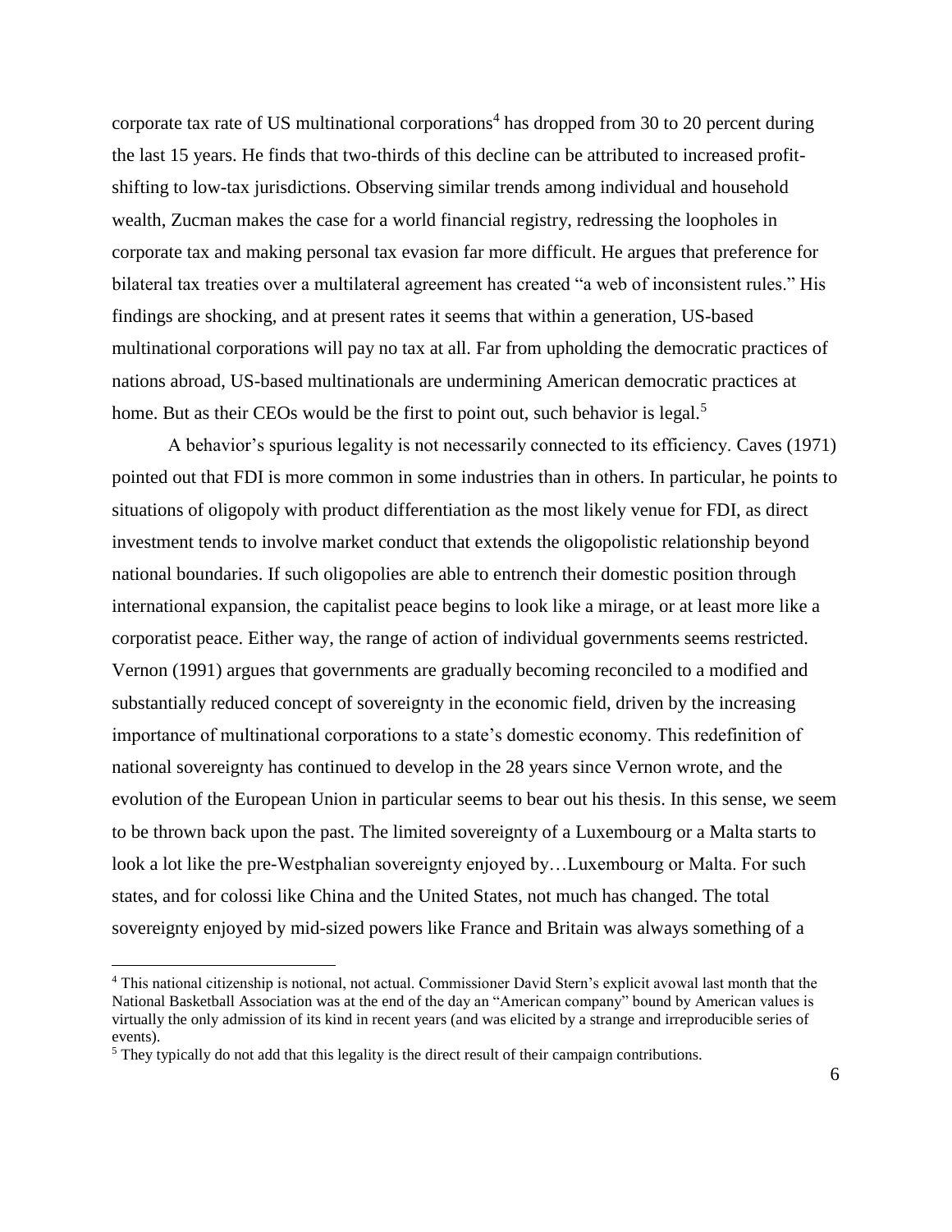corporate tax rate of US multinational corporations[4] has dropped from 30 to 20 percent during the last 15 years. He finds that two-thirds of this decline can be attributed to increased profit-shifting to low-tax jurisdictions. Observing similar trends among individual and household wealth, Zucman makes the case for a world financial registry, redressing the loopholes in corporate tax and making personal tax evasion far more difficult. He argues that preference for bilateral tax treaties over a multilateral agreement has created "a web of inconsistent rules." His findings are shocking, and at present rates it seems that within a generation, US-based multinational corporations will pay no tax at all. Far from upholding the democratic practices of nations abroad, US-based multinationals are undermining American democratic practices at home. But as their CEOs would be the first to point out, such behavior is legal.[5]

A behavior's spurious legality is not necessarily connected to its efficiency. Caves (1971) pointed out that FDI is more common in some industries than in others. In particular, he points to situations of oligopoly with product differentiation as the most likely venue for FDI, as direct investment tends to involve market conduct that extends the oligopolistic relationship beyond national boundaries. If such oligopolies are able to entrench their domestic position through international expansion, the capitalist peace begins to look like a mirage, or at least more like a corporatist peace. Either way, the range of action of individual governments seems restricted. Vernon (1991) argues that governments are gradually becoming reconciled to a modified and substantially reduced concept of sovereignty in the economic field, driven by the increasing importance of multinational corporations to a state's domestic economy. This redefinition of national sovereignty has continued to develop in the 28 years since Vernon wrote, and the evolution of the European Union in particular seems to bear out his thesis. In this sense, we seem to be thrown back upon the past. The limited sovereignty of a Luxembourg or a Malta starts to look a lot like the pre-Westphalian sovereignty enjoyed by…Luxembourg or Malta. For such states, and for colossi like China and the United States, not much has changed. The total sovereignty enjoyed by mid-sized powers like France and Britain was always something of a

[4] This national citizenship is notional, not actual. Commissioner David Stern's explicit avowal last month that the National Basketball Association was at the end of the day an "American company" bound by American values is virtually the only admission of its kind in recent years (and was elicited by a strange and irreproducible series of events).

[5] They typically do not add that this legality is the direct result of their campaign contributions.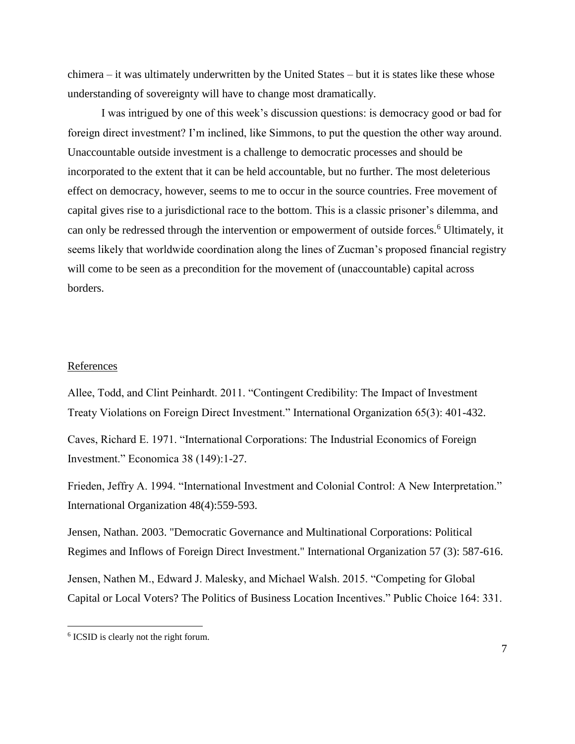chimera – it was ultimately underwritten by the United States – but it is states like these whose understanding of sovereignty will have to change most dramatically.

I was intrigued by one of this week's discussion questions: is democracy good or bad for foreign direct investment? I'm inclined, like Simmons, to put the question the other way around. Unaccountable outside investment is a challenge to democratic processes and should be incorporated to the extent that it can be held accountable, but no further. The most deleterious effect on democracy, however, seems to me to occur in the source countries. Free movement of capital gives rise to a jurisdictional race to the bottom. This is a classic prisoner's dilemma, and can only be redressed through the intervention or empowerment of outside forces.[6] Ultimately, it seems likely that worldwide coordination along the lines of Zucman's proposed financial registry will come to be seen as a precondition for the movement of (unaccountable) capital across borders.

## References

Allee, Todd, and Clint Peinhardt. 2011. "Contingent Credibility: The Impact of Investment Treaty Violations on Foreign Direct Investment." International Organization 65(3): 401-432.

Caves, Richard E. 1971. "International Corporations: The Industrial Economics of Foreign Investment." Economica 38 (149):1-27.

Frieden, Jeffry A. 1994. "International Investment and Colonial Control: A New Interpretation." International Organization 48(4):559-593.

Jensen, Nathan. 2003. "Democratic Governance and Multinational Corporations: Political Regimes and Inflows of Foreign Direct Investment." International Organization 57 (3): 587-616.

Jensen, Nathen M., Edward J. Malesky, and Michael Walsh. 2015. "Competing for Global Capital or Local Voters? The Politics of Business Location Incentives." Public Choice 164: 331.

[6] ICSID is clearly not the right forum.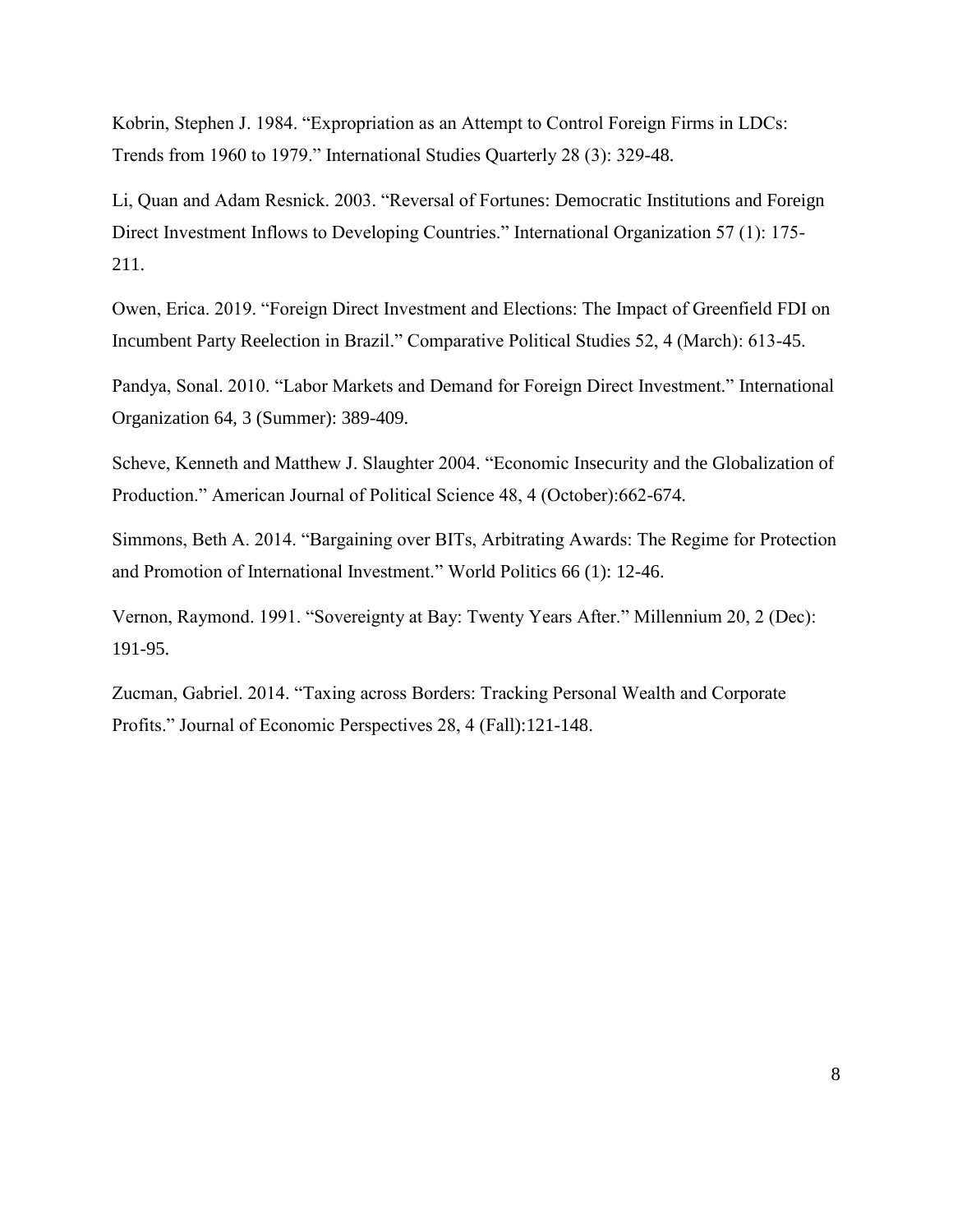Kobrin, Stephen J. 1984. "Expropriation as an Attempt to Control Foreign Firms in LDCs: Trends from 1960 to 1979." International Studies Quarterly 28 (3): 329-48.

Li, Quan and Adam Resnick. 2003. "Reversal of Fortunes: Democratic Institutions and Foreign Direct Investment Inflows to Developing Countries." International Organization 57 (1): 175-211.

Owen, Erica. 2019. "Foreign Direct Investment and Elections: The Impact of Greenfield FDI on Incumbent Party Reelection in Brazil." Comparative Political Studies 52, 4 (March): 613-45.

Pandya, Sonal. 2010. "Labor Markets and Demand for Foreign Direct Investment." International Organization 64, 3 (Summer): 389-409.

Scheve, Kenneth and Matthew J. Slaughter 2004. "Economic Insecurity and the Globalization of Production." American Journal of Political Science 48, 4 (October):662-674.

Simmons, Beth A. 2014. "Bargaining over BITs, Arbitrating Awards: The Regime for Protection and Promotion of International Investment." World Politics 66 (1): 12-46.

Vernon, Raymond. 1991. "Sovereignty at Bay: Twenty Years After." Millennium 20, 2 (Dec): 191-95.

Zucman, Gabriel. 2014. "Taxing across Borders: Tracking Personal Wealth and Corporate Profits." Journal of Economic Perspectives 28, 4 (Fall):121-148.